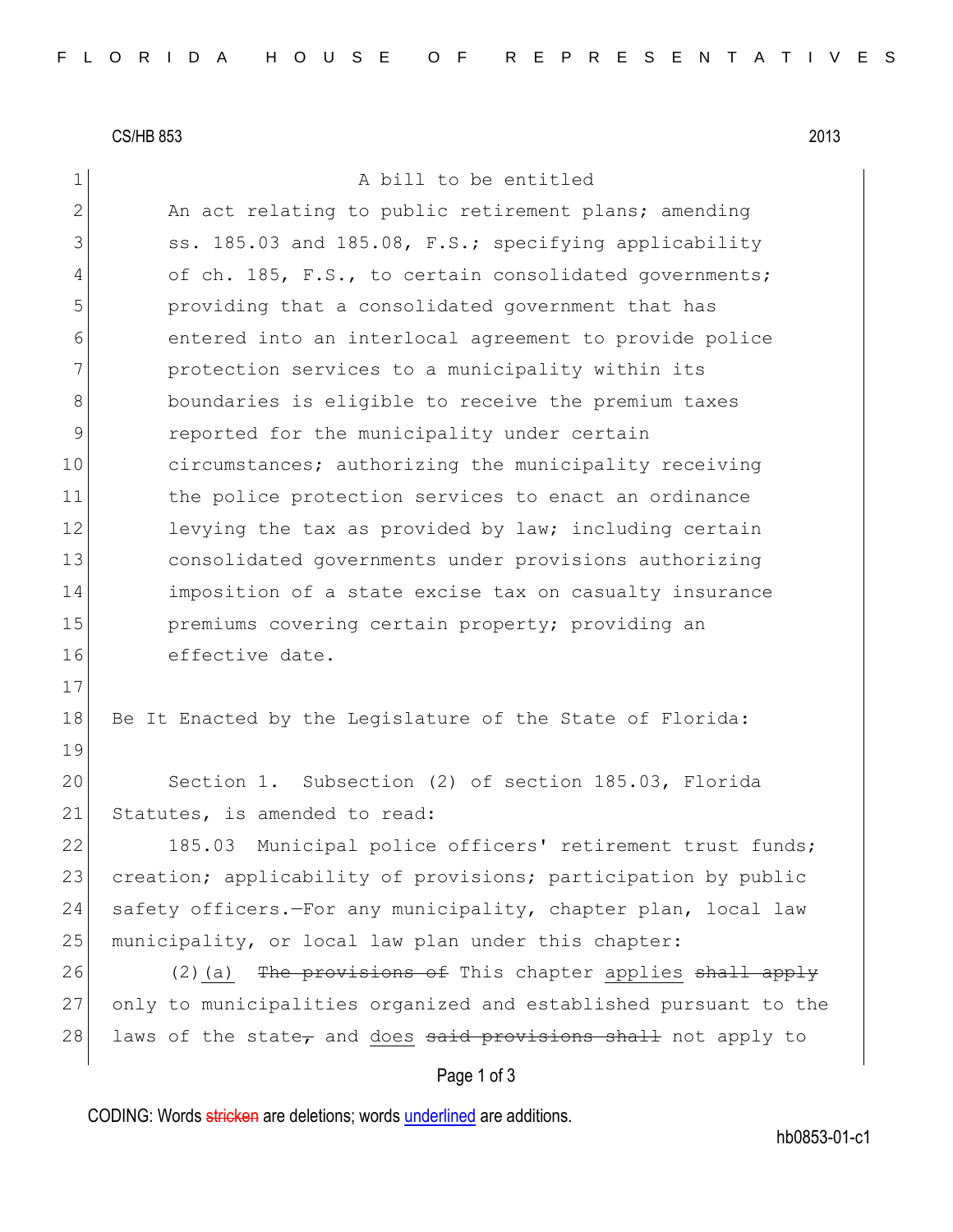CS/HB 853 2013

A bill to be entitled

An act relating to public retirement plans; amending ss. 185.03 and 185.08, F.S.; specifying applicability of ch. 185, F.S., to certain consolidated governments; providing that a consolidated government that has entered into an interlocal agreement to provide police protection services to a municipality within its boundaries is eligible to receive the premium taxes reported for the municipality under certain circumstances; authorizing the municipality receiving the police protection services to enact an ordinance levying the tax as provided by law; including certain consolidated governments under provisions authorizing imposition of a state excise tax on casualty insurance premiums covering certain property; providing an effective date.

Be It Enacted by the Legislature of the State of Florida:

Section 1. Subsection (2) of section 185.03, Florida Statutes, is amended to read:

185.03 Municipal police officers' retirement trust funds; creation; applicability of provisions; participation by public safety officers.—For any municipality, chapter plan, local law municipality, or local law plan under this chapter:

(2)(a) ~~The provisions of~~ This chapter applies ~~shall apply~~ only to municipalities organized and established pursuant to the laws of the state~~,~~ and does ~~said provisions shall~~ not apply to

CODING: Words ~~stricken~~ are deletions; words underlined are additions.

hb0853-01-c1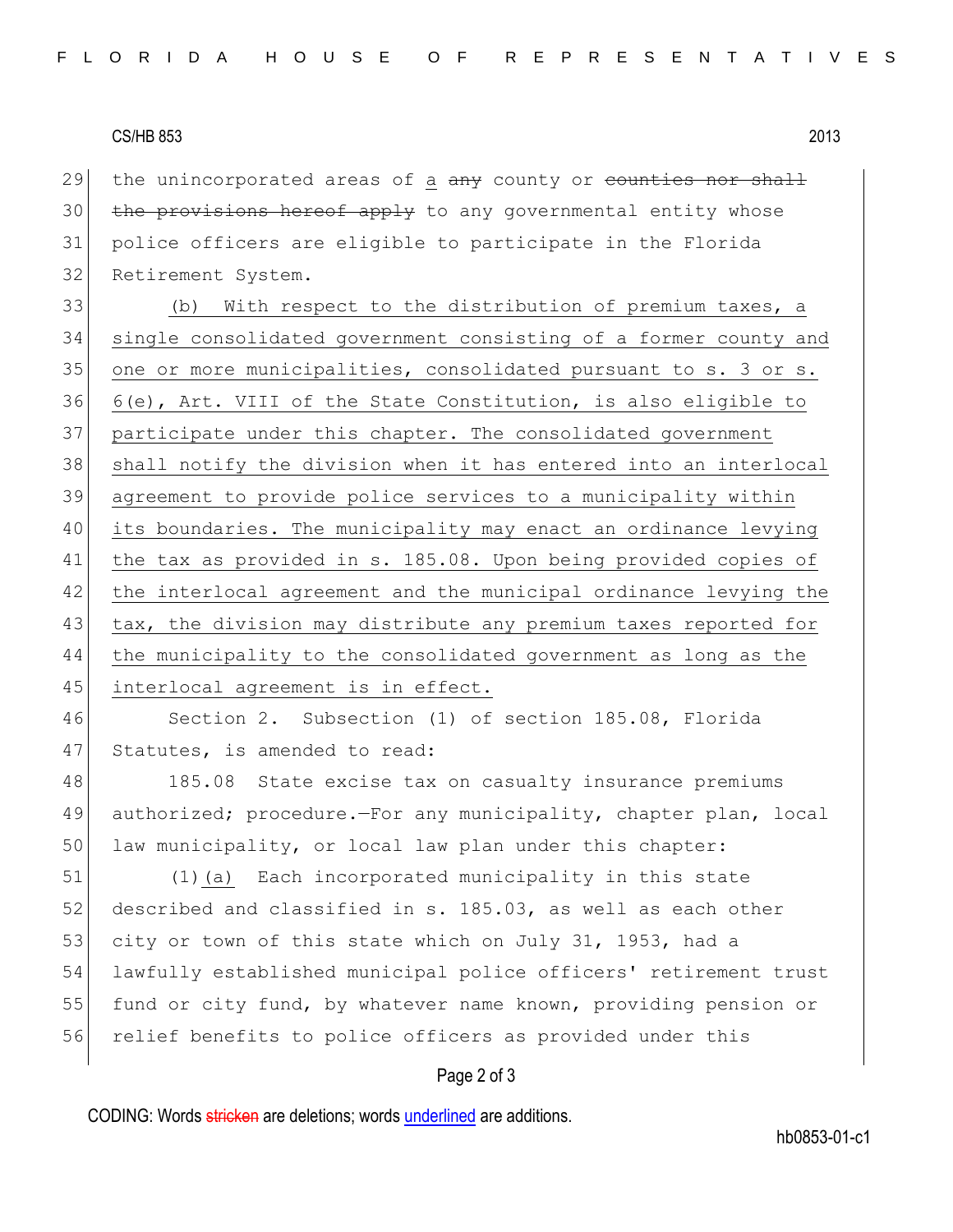the unincorporated areas of a ~~any~~ county or ~~counties nor shall the provisions hereof apply~~ to any governmental entity whose police officers are eligible to participate in the Florida Retirement System.

(b) With respect to the distribution of premium taxes, a single consolidated government consisting of a former county and one or more municipalities, consolidated pursuant to s. 3 or s. 6(e), Art. VIII of the State Constitution, is also eligible to participate under this chapter. The consolidated government shall notify the division when it has entered into an interlocal agreement to provide police services to a municipality within its boundaries. The municipality may enact an ordinance levying the tax as provided in s. 185.08. Upon being provided copies of the interlocal agreement and the municipal ordinance levying the tax, the division may distribute any premium taxes reported for the municipality to the consolidated government as long as the interlocal agreement is in effect.

Section 2. Subsection (1) of section 185.08, Florida Statutes, is amended to read:

185.08 State excise tax on casualty insurance premiums authorized; procedure.—For any municipality, chapter plan, local law municipality, or local law plan under this chapter:

(1)(a) Each incorporated municipality in this state described and classified in s. 185.03, as well as each other city or town of this state which on July 31, 1953, had a lawfully established municipal police officers' retirement trust fund or city fund, by whatever name known, providing pension or relief benefits to police officers as provided under this

CODING: Words ~~stricken~~ are deletions; words underlined are additions.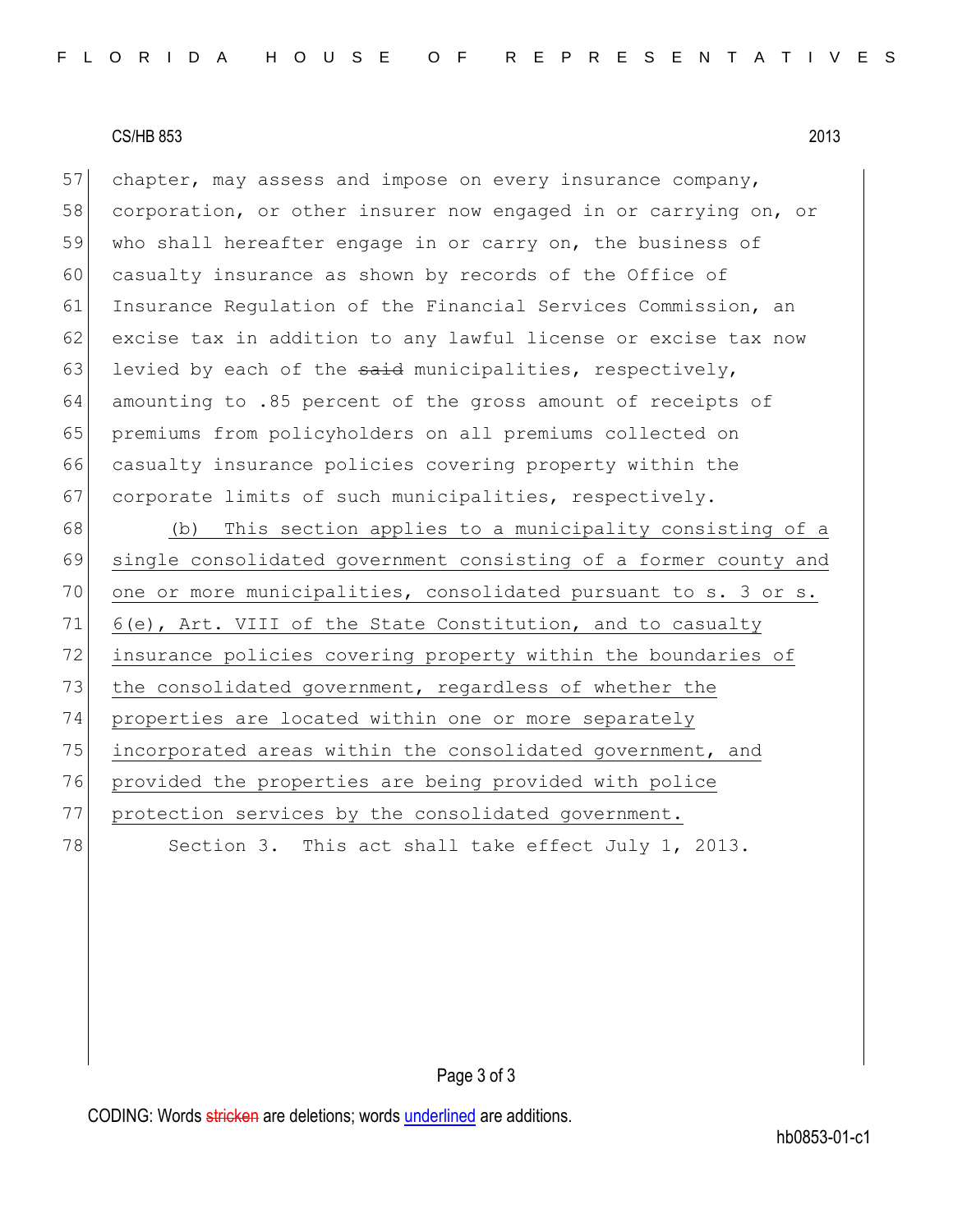chapter, may assess and impose on every insurance company, corporation, or other insurer now engaged in or carrying on, or who shall hereafter engage in or carry on, the business of casualty insurance as shown by records of the Office of Insurance Regulation of the Financial Services Commission, an excise tax in addition to any lawful license or excise tax now levied by each of the ~~said~~ municipalities, respectively, amounting to .85 percent of the gross amount of receipts of premiums from policyholders on all premiums collected on casualty insurance policies covering property within the corporate limits of such municipalities, respectively.

(b) This section applies to a municipality consisting of a single consolidated government consisting of a former county and one or more municipalities, consolidated pursuant to s. 3 or s. 6(e), Art. VIII of the State Constitution, and to casualty insurance policies covering property within the boundaries of the consolidated government, regardless of whether the properties are located within one or more separately incorporated areas within the consolidated government, and provided the properties are being provided with police protection services by the consolidated government.

Section 3. This act shall take effect July 1, 2013.

CODING: Words ~~stricken~~ are deletions; words underlined are additions.